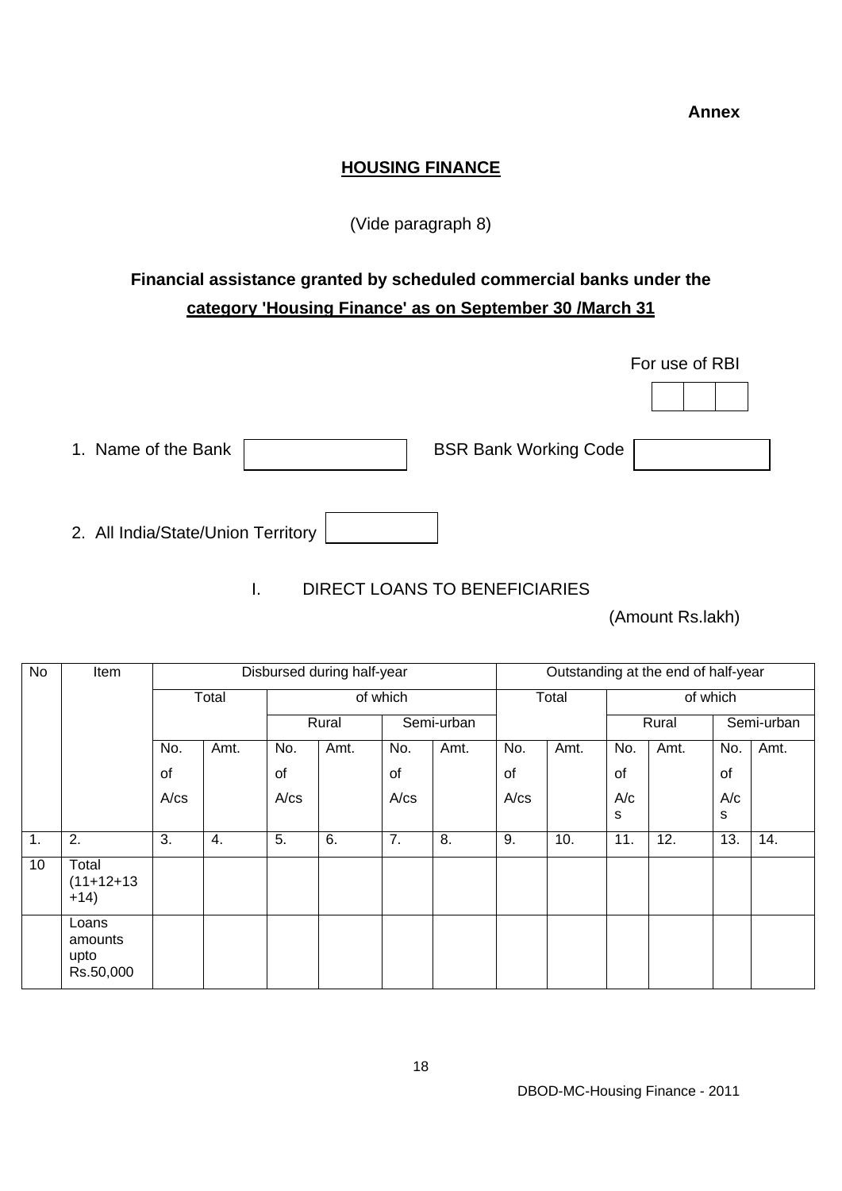**Annex**

## HOUSING FINANCE

(Vide paragraph 8)

### Financial assistance granted by scheduled commercial banks under the category 'Housing Finance' as on September 30 /March 31

For use of RBI

1. Name of the Bank &nbsp;&nbsp;&nbsp;&nbsp; BSR Bank Working Code

2. All India/State/Union Territory

I. DIRECT LOANS TO BENEFICIARIES

(Amount Rs.lakh)

| No | Item | Disbursed during half-year | | | | | | Outstanding at the end of half-year | | | | | |
|---|---|---|---|---|---|---|---|---|---|---|---|---|---|
| | | Total | | of which | | | | Total | | of which | | | |
| | | | | Rural | | Semi-urban | | | | Rural | | Semi-urban | |
| | | No. of A/cs | Amt. | No. of A/cs | Amt. | No. of A/cs | Amt. | No. of A/cs | Amt. | No. of A/cs | Amt. | No. of A/cs | Amt. |
| 1. | 2. | 3. | 4. | 5. | 6. | 7. | 8. | 9. | 10. | 11. | 12. | 13. | 14. |
| 10 | Total (11+12+13 +14) | | | | | | | | | | | | |
| | Loans amounts upto Rs.50,000 | | | | | | | | | | | | |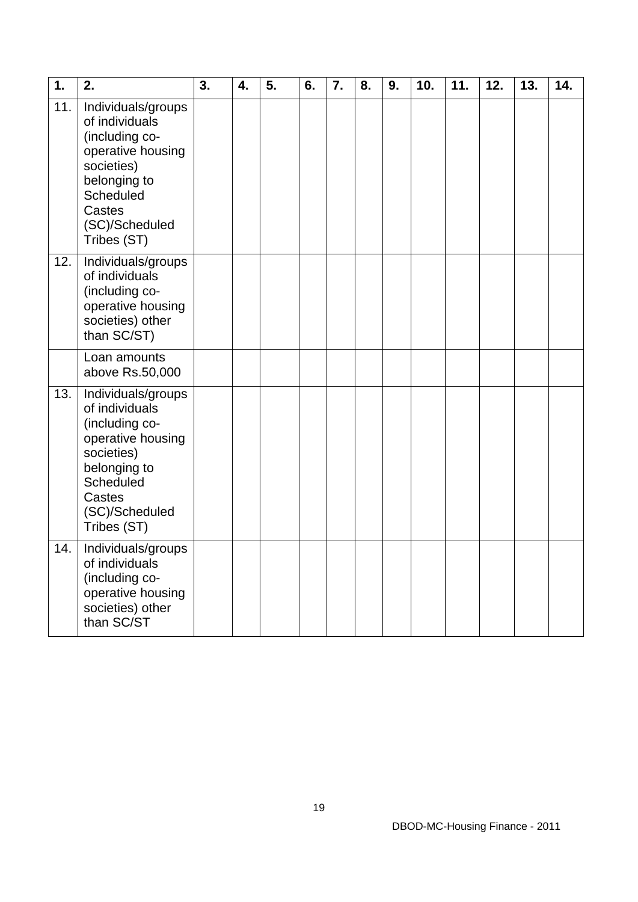| 1. | 2. | 3. | 4. | 5. | 6. | 7. | 8. | 9. | 10. | 11. | 12. | 13. | 14. |
|---|---|---|---|---|---|---|---|---|---|---|---|---|---|
| 11. | Individuals/groups of individuals (including co-operative housing societies) belonging to Scheduled Castes (SC)/Scheduled Tribes (ST) | | | | | | | | | | | | |
| 12. | Individuals/groups of individuals (including co-operative housing societies) other than SC/ST) | | | | | | | | | | | | |
| | Loan amounts above Rs.50,000 | | | | | | | | | | | | |
| 13. | Individuals/groups of individuals (including co-operative housing societies) belonging to Scheduled Castes (SC)/Scheduled Tribes (ST) | | | | | | | | | | | | |
| 14. | Individuals/groups of individuals (including co-operative housing societies) other than SC/ST | | | | | | | | | | | | |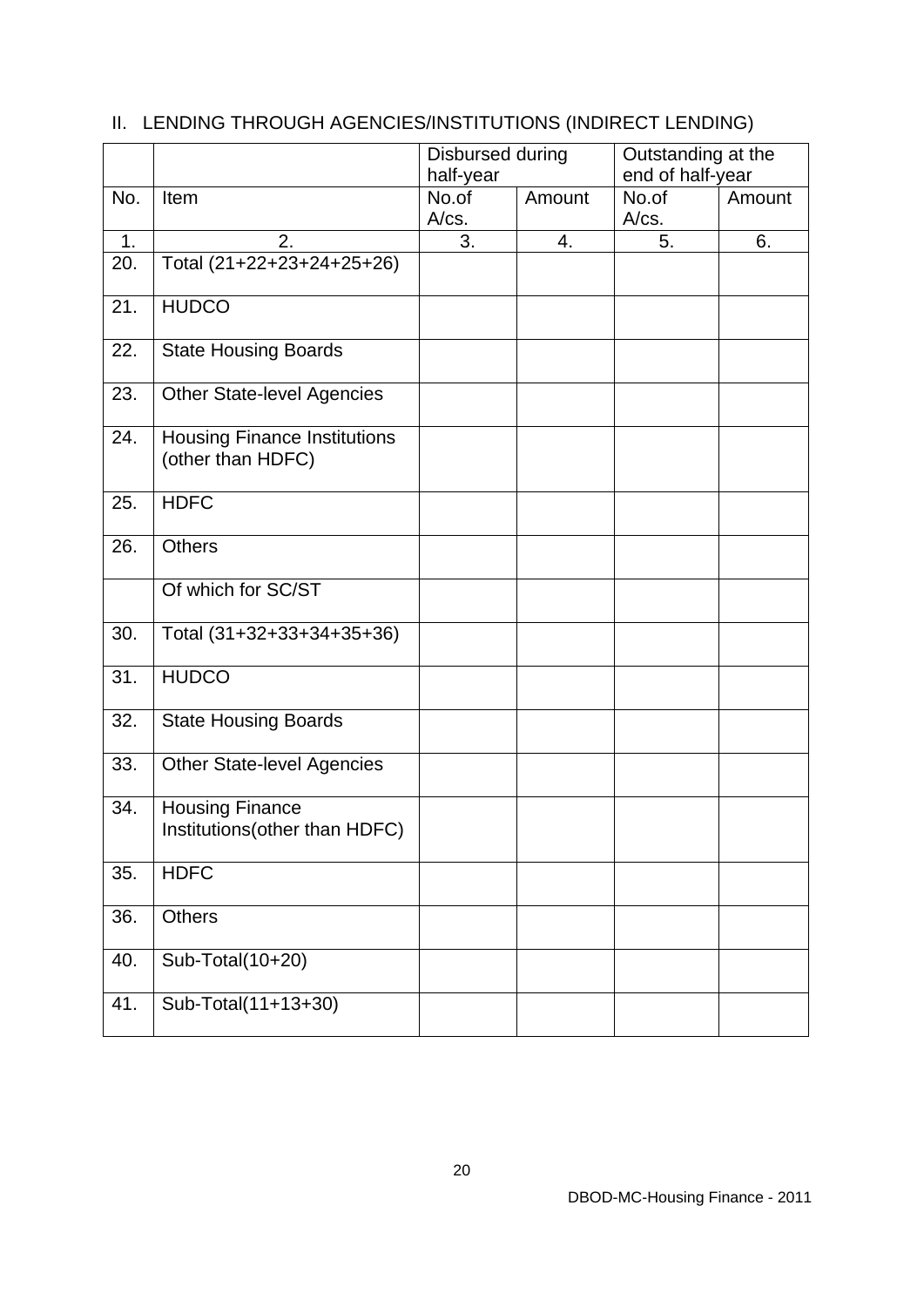## II. LENDING THROUGH AGENCIES/INSTITUTIONS (INDIRECT LENDING)

| | | Disbursed during half-year | | Outstanding at the end of half-year | |
|---|---|---|---|---|---|
| No. | Item | No.of A/cs. | Amount | No.of A/cs. | Amount |
| 1. | 2. | 3. | 4. | 5. | 6. |
| 20. | Total (21+22+23+24+25+26) | | | | |
| 21. | HUDCO | | | | |
| 22. | State Housing Boards | | | | |
| 23. | Other State-level Agencies | | | | |
| 24. | Housing Finance Institutions (other than HDFC) | | | | |
| 25. | HDFC | | | | |
| 26. | Others | | | | |
| | Of which for SC/ST | | | | |
| 30. | Total (31+32+33+34+35+36) | | | | |
| 31. | HUDCO | | | | |
| 32. | State Housing Boards | | | | |
| 33. | Other State-level Agencies | | | | |
| 34. | Housing Finance Institutions(other than HDFC) | | | | |
| 35. | HDFC | | | | |
| 36. | Others | | | | |
| 40. | Sub-Total(10+20) | | | | |
| 41. | Sub-Total(11+13+30) | | | | |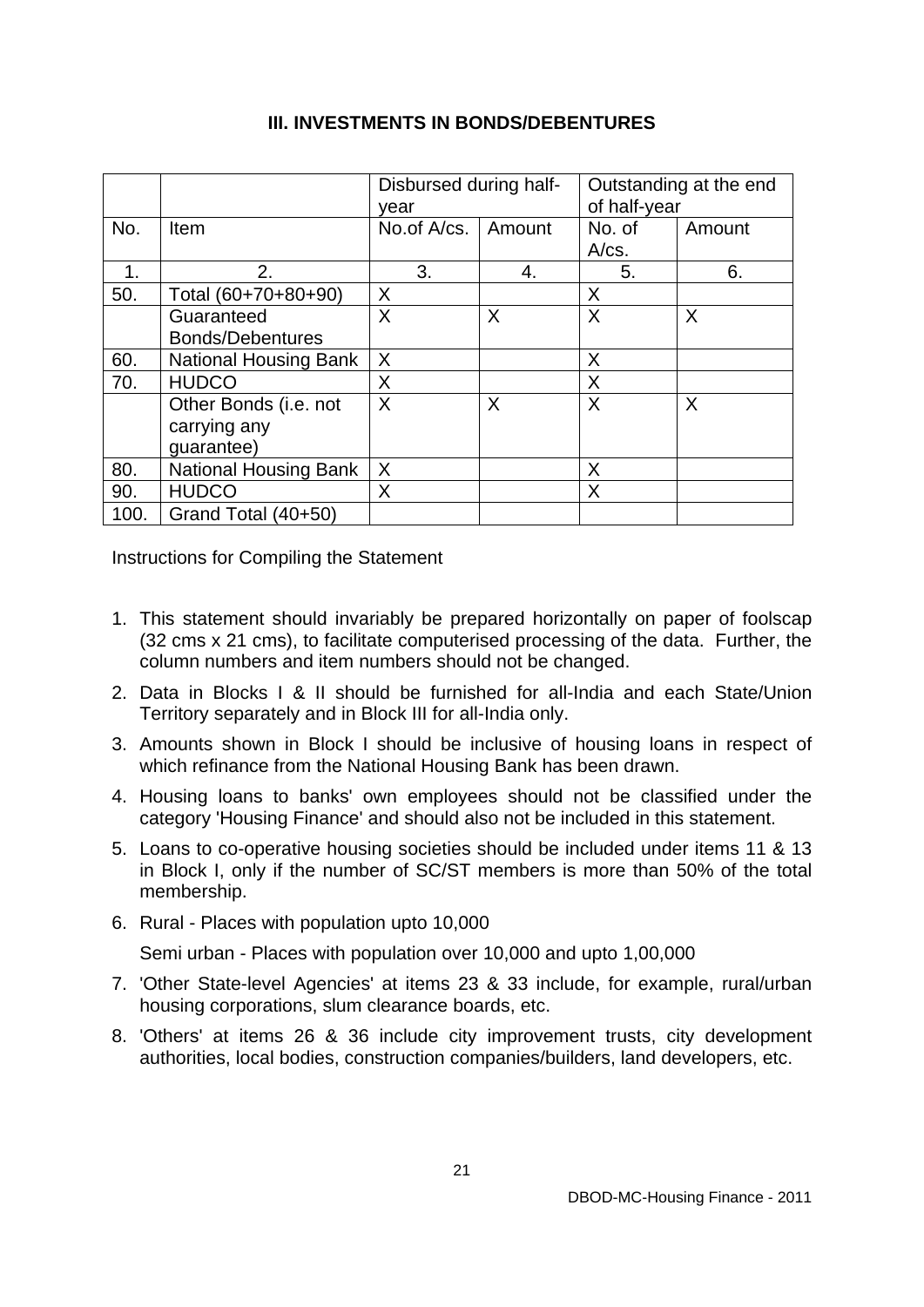## III. INVESTMENTS IN BONDS/DEBENTURES

| | | Disbursed during half-year | | Outstanding at the end of half-year | |
|---|---|---|---|---|---|
| No. | Item | No.of A/cs. | Amount | No. of A/cs. | Amount |
| 1. | 2. | 3. | 4. | 5. | 6. |
| 50. | Total (60+70+80+90) | X | | X | |
| | Guaranteed Bonds/Debentures | X | X | X | X |
| 60. | National Housing Bank | X | | X | |
| 70. | HUDCO | X | | X | |
| | Other Bonds (i.e. not carrying any guarantee) | X | X | X | X |
| 80. | National Housing Bank | X | | X | |
| 90. | HUDCO | X | | X | |
| 100. | Grand Total (40+50) | | | | |

Instructions for Compiling the Statement

1. This statement should invariably be prepared horizontally on paper of foolscap (32 cms x 21 cms), to facilitate computerised processing of the data. Further, the column numbers and item numbers should not be changed.
2. Data in Blocks I & II should be furnished for all-India and each State/Union Territory separately and in Block III for all-India only.
3. Amounts shown in Block I should be inclusive of housing loans in respect of which refinance from the National Housing Bank has been drawn.
4. Housing loans to banks' own employees should not be classified under the category 'Housing Finance' and should also not be included in this statement.
5. Loans to co-operative housing societies should be included under items 11 & 13 in Block I, only if the number of SC/ST members is more than 50% of the total membership.
6. Rural - Places with population upto 10,000

   Semi urban - Places with population over 10,000 and upto 1,00,000
7. 'Other State-level Agencies' at items 23 & 33 include, for example, rural/urban housing corporations, slum clearance boards, etc.
8. 'Others' at items 26 & 36 include city improvement trusts, city development authorities, local bodies, construction companies/builders, land developers, etc.